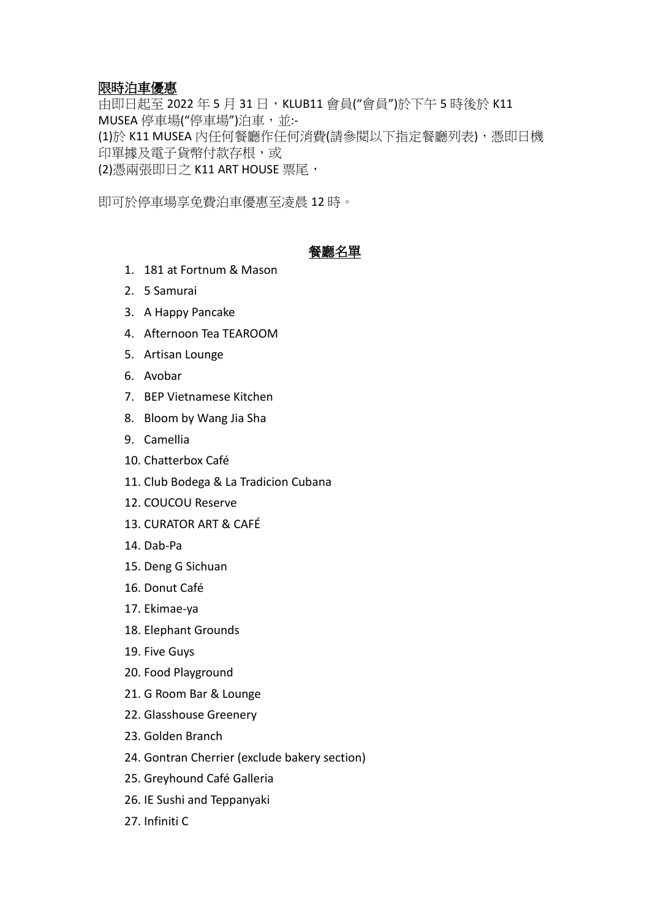**限時泊車優惠**

由即日起至 2022 年 5 月 31 日，KLUB11 會員("會員")於下午 5 時後於 K11 MUSEA 停車場("停車場")泊車，並:-
(1)於 K11 MUSEA 內任何餐廳作任何消費(請參閱以下指定餐廳列表)，憑即日機印單據及電子貨幣付款存根，或
(2)憑兩張即日之 K11 ART HOUSE 票尾，

即可於停車場享免費泊車優惠至凌晨 12 時。

## 餐廳名單

1. 181 at Fortnum & Mason
2. 5 Samurai
3. A Happy Pancake
4. Afternoon Tea TEAROOM
5. Artisan Lounge
6. Avobar
7. BEP Vietnamese Kitchen
8. Bloom by Wang Jia Sha
9. Camellia
10. Chatterbox Café
11. Club Bodega & La Tradicion Cubana
12. COUCOU Reserve
13. CURATOR ART & CAFÉ
14. Dab-Pa
15. Deng G Sichuan
16. Donut Café
17. Ekimae-ya
18. Elephant Grounds
19. Five Guys
20. Food Playground
21. G Room Bar & Lounge
22. Glasshouse Greenery
23. Golden Branch
24. Gontran Cherrier (exclude bakery section)
25. Greyhound Café Galleria
26. IE Sushi and Teppanyaki
27. Infiniti C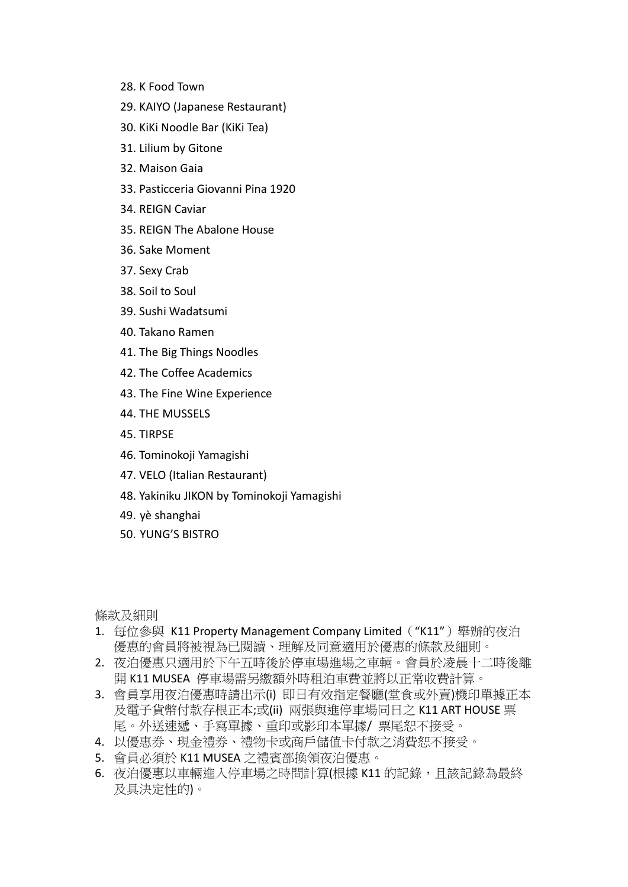28. K Food Town
29. KAIYO (Japanese Restaurant)
30. KiKi Noodle Bar (KiKi Tea)
31. Lilium by Gitone
32. Maison Gaia
33. Pasticceria Giovanni Pina 1920
34. REIGN Caviar
35. REIGN The Abalone House
36. Sake Moment
37. Sexy Crab
38. Soil to Soul
39. Sushi Wadatsumi
40. Takano Ramen
41. The Big Things Noodles
42. The Coffee Academics
43. The Fine Wine Experience
44. THE MUSSELS
45. TIRPSE
46. Tominokoji Yamagishi
47. VELO (Italian Restaurant)
48. Yakiniku JIKON by Tominokoji Yamagishi
49. yè shanghai
50. YUNG'S BISTRO

條款及細則

1. 每位參與 K11 Property Management Company Limited（"K11"）舉辦的夜泊優惠的會員將被視為已閱讀、理解及同意適用於優惠的條款及細則。
2. 夜泊優惠只適用於下午五時後於停車場進場之車輛。會員於凌晨十二時後離開 K11 MUSEA 停車場需另繳額外時租泊車費並將以正常收費計算。
3. 會員享用夜泊優惠時請出示(i) 即日有效指定餐廳(堂食或外賣)機印單據正本及電子貨幣付款存根正本;或(ii) 兩張與進停車場同日之 K11 ART HOUSE 票尾。外送速遞、手寫單據、重印或影印本單據/ 票尾恕不接受。
4. 以優惠券、現金禮券、禮物卡或商戶儲值卡付款之消費恕不接受。
5. 會員必須於 K11 MUSEA 之禮賓部換領夜泊優惠。
6. 夜泊優惠以車輛進入停車場之時間計算(根據 K11 的記錄，且該記錄為最終及具決定性的)。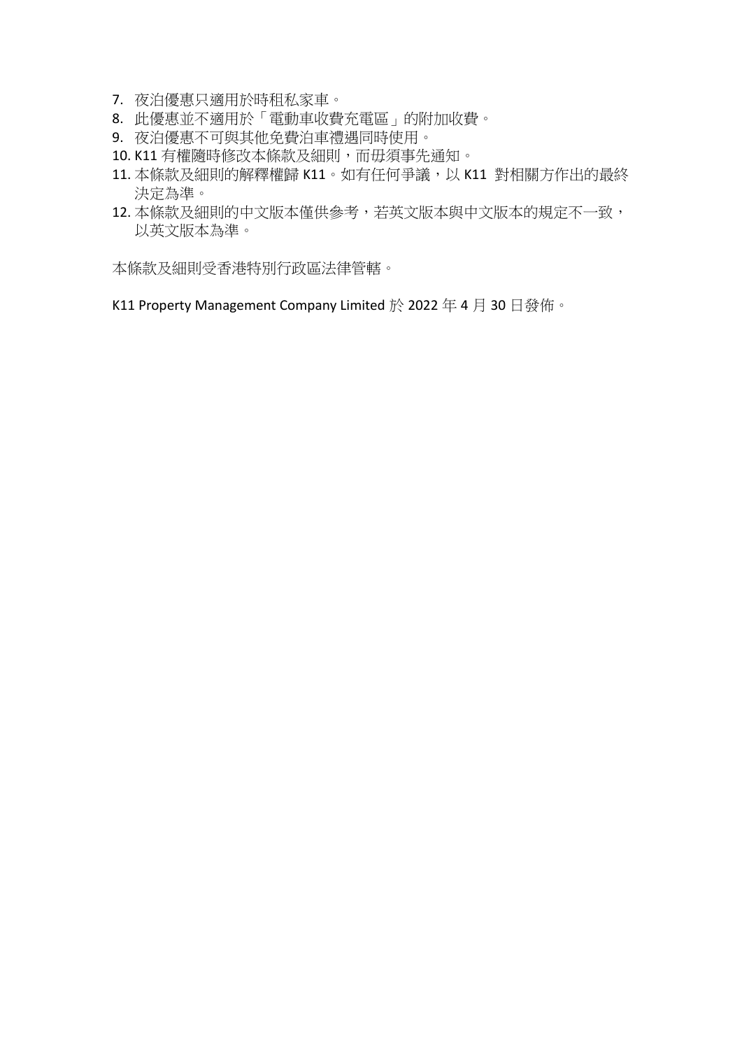7. 夜泊優惠只適用於時租私家車。
8. 此優惠並不適用於「電動車收費充電區」的附加收費。
9. 夜泊優惠不可與其他免費泊車禮遇同時使用。
10. K11 有權隨時修改本條款及細則，而毋須事先通知。
11. 本條款及細則的解釋權歸 K11。如有任何爭議，以 K11 對相關方作出的最終決定為準。
12. 本條款及細則的中文版本僅供參考，若英文版本與中文版本的規定不一致，以英文版本為準。

本條款及細則受香港特別行政區法律管轄。

K11 Property Management Company Limited 於 2022 年 4 月 30 日發佈。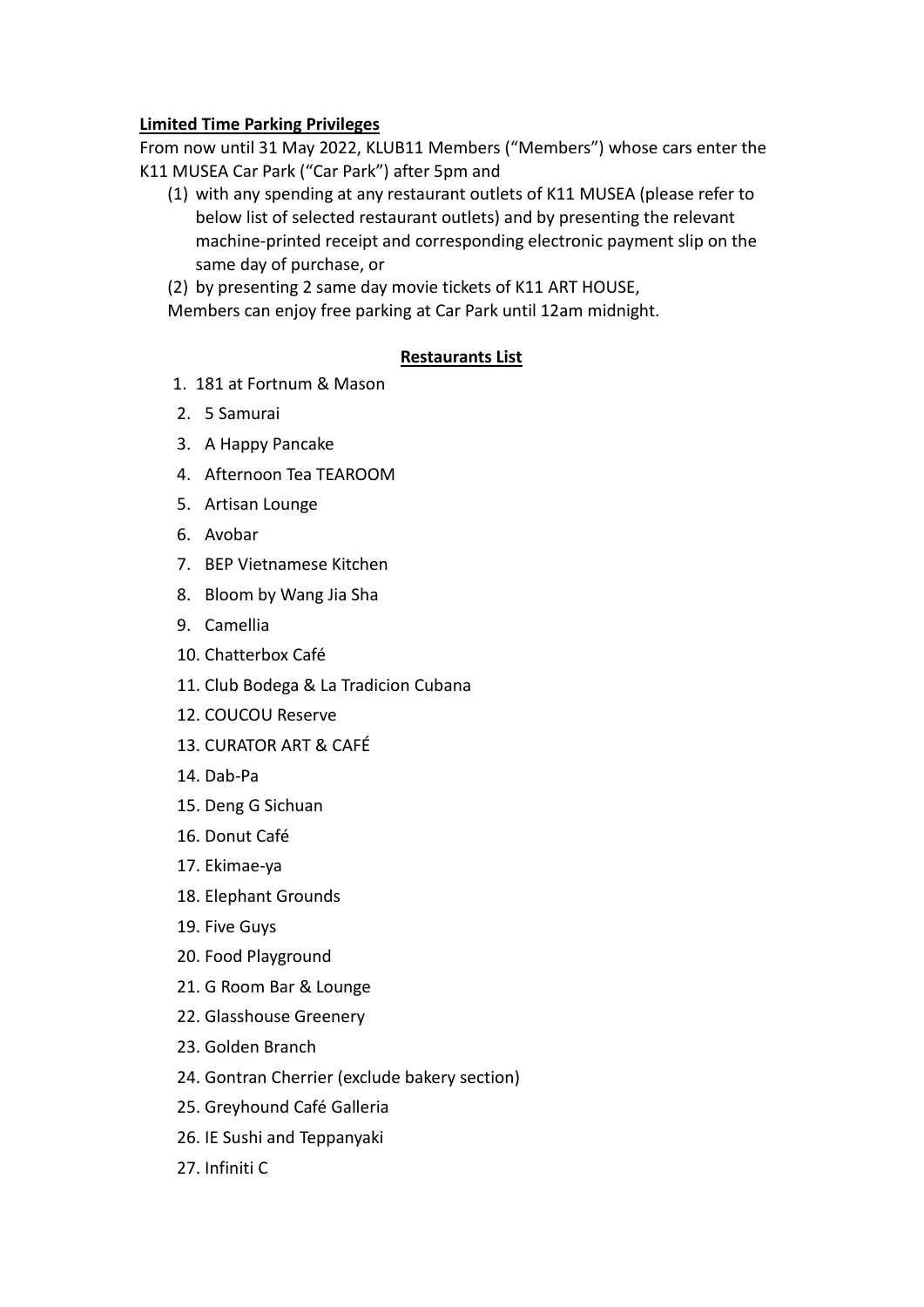**Limited Time Parking Privileges**

From now until 31 May 2022, KLUB11 Members ("Members") whose cars enter the K11 MUSEA Car Park ("Car Park") after 5pm and

(1) with any spending at any restaurant outlets of K11 MUSEA (please refer to below list of selected restaurant outlets) and by presenting the relevant machine-printed receipt and corresponding electronic payment slip on the same day of purchase, or

(2) by presenting 2 same day movie tickets of K11 ART HOUSE,

Members can enjoy free parking at Car Park until 12am midnight.

**Restaurants List**

1. 181 at Fortnum & Mason
2. 5 Samurai
3. A Happy Pancake
4. Afternoon Tea TEAROOM
5. Artisan Lounge
6. Avobar
7. BEP Vietnamese Kitchen
8. Bloom by Wang Jia Sha
9. Camellia
10. Chatterbox Café
11. Club Bodega & La Tradicion Cubana
12. COUCOU Reserve
13. CURATOR ART & CAFÉ
14. Dab-Pa
15. Deng G Sichuan
16. Donut Café
17. Ekimae-ya
18. Elephant Grounds
19. Five Guys
20. Food Playground
21. G Room Bar & Lounge
22. Glasshouse Greenery
23. Golden Branch
24. Gontran Cherrier (exclude bakery section)
25. Greyhound Café Galleria
26. IE Sushi and Teppanyaki
27. Infiniti C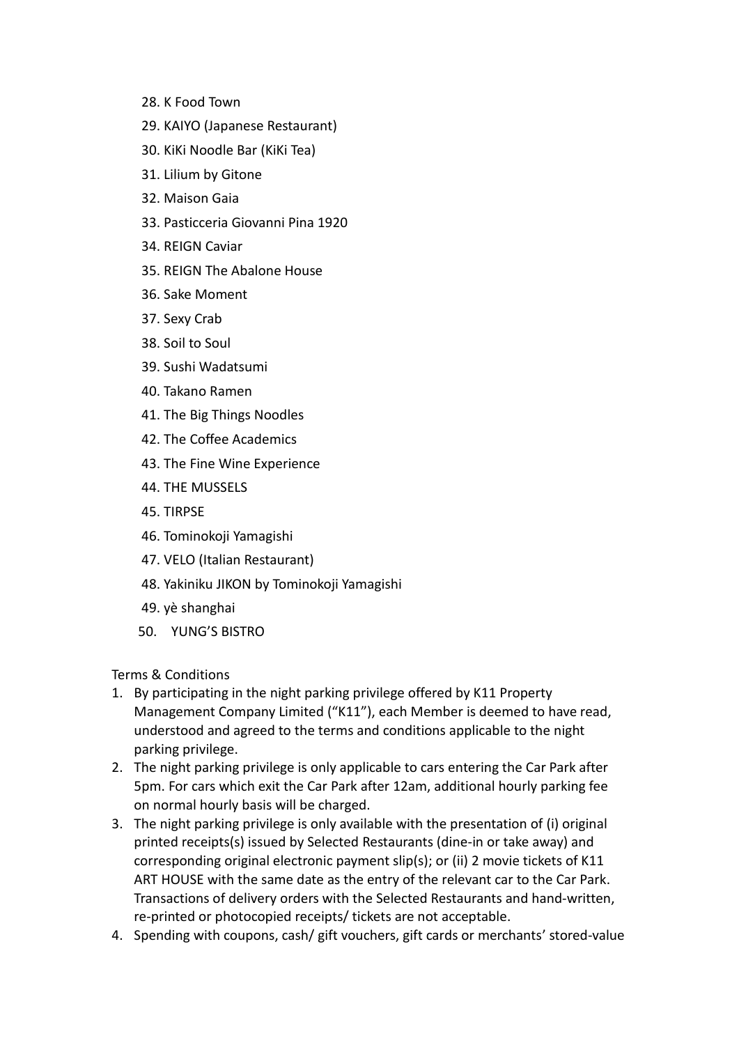28. K Food Town
29. KAIYO (Japanese Restaurant)
30. KiKi Noodle Bar (KiKi Tea)
31. Lilium by Gitone
32. Maison Gaia
33. Pasticceria Giovanni Pina 1920
34. REIGN Caviar
35. REIGN The Abalone House
36. Sake Moment
37. Sexy Crab
38. Soil to Soul
39. Sushi Wadatsumi
40. Takano Ramen
41. The Big Things Noodles
42. The Coffee Academics
43. The Fine Wine Experience
44. THE MUSSELS
45. TIRPSE
46. Tominokoji Yamagishi
47. VELO (Italian Restaurant)
48. Yakiniku JIKON by Tominokoji Yamagishi
49. yè shanghai
50. YUNG'S BISTRO

Terms & Conditions

1. By participating in the night parking privilege offered by K11 Property Management Company Limited ("K11"), each Member is deemed to have read, understood and agreed to the terms and conditions applicable to the night parking privilege.
2. The night parking privilege is only applicable to cars entering the Car Park after 5pm. For cars which exit the Car Park after 12am, additional hourly parking fee on normal hourly basis will be charged.
3. The night parking privilege is only available with the presentation of (i) original printed receipts(s) issued by Selected Restaurants (dine-in or take away) and corresponding original electronic payment slip(s); or (ii) 2 movie tickets of K11 ART HOUSE with the same date as the entry of the relevant car to the Car Park. Transactions of delivery orders with the Selected Restaurants and hand-written, re-printed or photocopied receipts/ tickets are not acceptable.
4. Spending with coupons, cash/ gift vouchers, gift cards or merchants' stored-value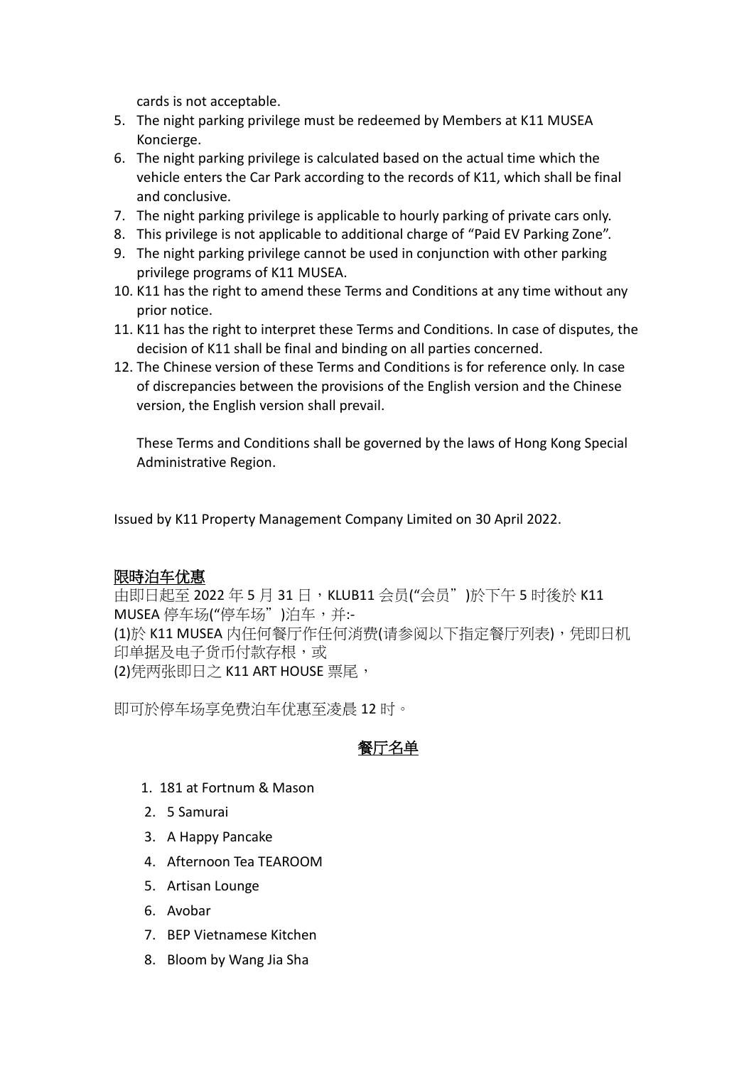cards is not acceptable.

5. The night parking privilege must be redeemed by Members at K11 MUSEA Koncierge.
6. The night parking privilege is calculated based on the actual time which the vehicle enters the Car Park according to the records of K11, which shall be final and conclusive.
7. The night parking privilege is applicable to hourly parking of private cars only.
8. This privilege is not applicable to additional charge of "Paid EV Parking Zone".
9. The night parking privilege cannot be used in conjunction with other parking privilege programs of K11 MUSEA.
10. K11 has the right to amend these Terms and Conditions at any time without any prior notice.
11. K11 has the right to interpret these Terms and Conditions. In case of disputes, the decision of K11 shall be final and binding on all parties concerned.
12. The Chinese version of these Terms and Conditions is for reference only. In case of discrepancies between the provisions of the English version and the Chinese version, the English version shall prevail.

    These Terms and Conditions shall be governed by the laws of Hong Kong Special Administrative Region.

Issued by K11 Property Management Company Limited on 30 April 2022.

## 限時泊车优惠

由即日起至 2022 年 5 月 31 日，KLUB11 会员("会员")於下午 5 时後於 K11 MUSEA 停车场("停车场")泊车，并:-
(1)於 K11 MUSEA 内任何餐厅作任何消费(请参阅以下指定餐厅列表)，凭即日机印单据及电子货币付款存根，或
(2)凭两张即日之 K11 ART HOUSE 票尾，

即可於停车场享免费泊车优惠至凌晨 12 时。

## 餐厅名单

1. 181 at Fortnum & Mason
2. 5 Samurai
3. A Happy Pancake
4. Afternoon Tea TEAROOM
5. Artisan Lounge
6. Avobar
7. BEP Vietnamese Kitchen
8. Bloom by Wang Jia Sha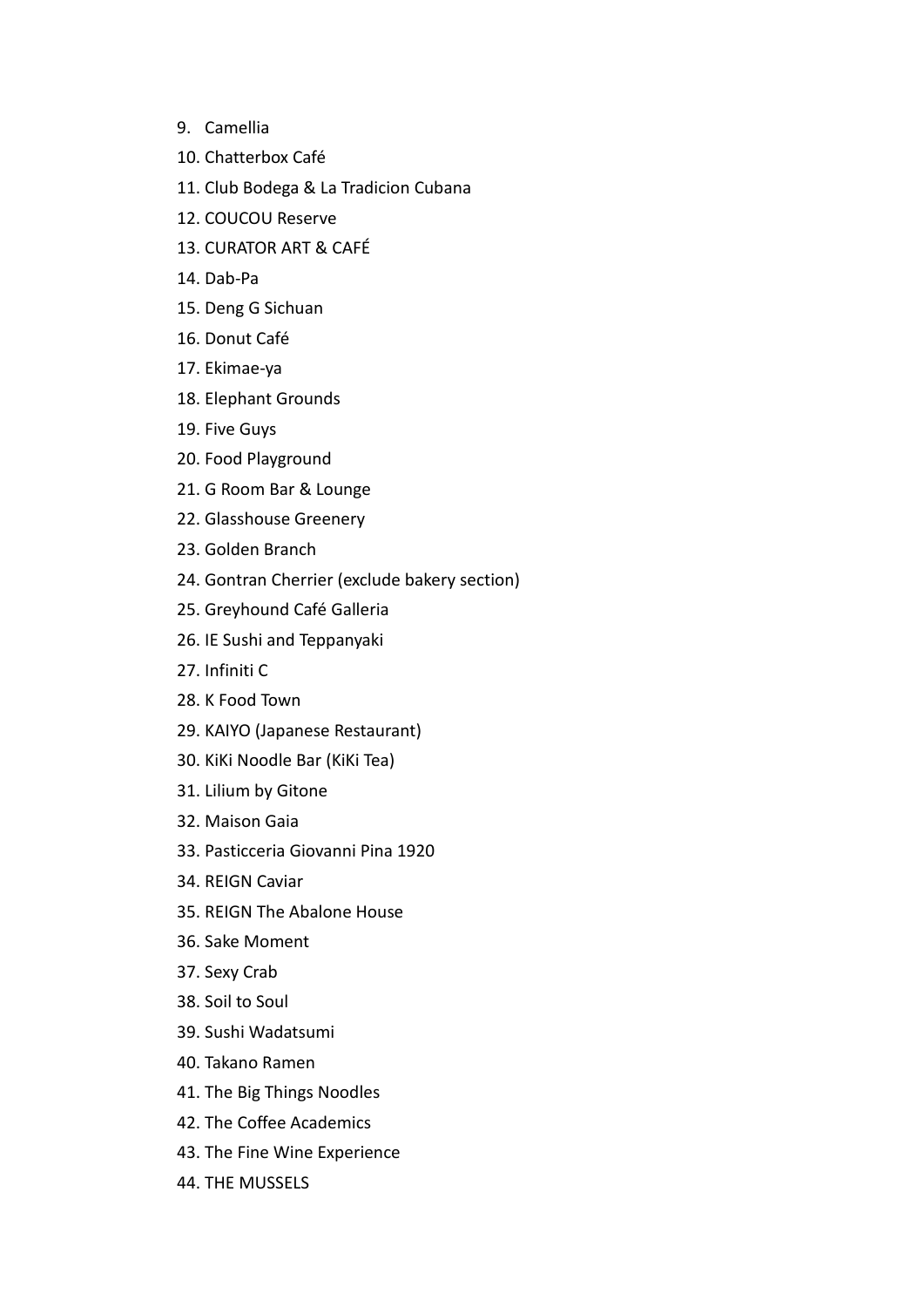9. Camellia
10. Chatterbox Café
11. Club Bodega & La Tradicion Cubana
12. COUCOU Reserve
13. CURATOR ART & CAFÉ
14. Dab-Pa
15. Deng G Sichuan
16. Donut Café
17. Ekimae-ya
18. Elephant Grounds
19. Five Guys
20. Food Playground
21. G Room Bar & Lounge
22. Glasshouse Greenery
23. Golden Branch
24. Gontran Cherrier (exclude bakery section)
25. Greyhound Café Galleria
26. IE Sushi and Teppanyaki
27. Infiniti C
28. K Food Town
29. KAIYO (Japanese Restaurant)
30. KiKi Noodle Bar (KiKi Tea)
31. Lilium by Gitone
32. Maison Gaia
33. Pasticceria Giovanni Pina 1920
34. REIGN Caviar
35. REIGN The Abalone House
36. Sake Moment
37. Sexy Crab
38. Soil to Soul
39. Sushi Wadatsumi
40. Takano Ramen
41. The Big Things Noodles
42. The Coffee Academics
43. The Fine Wine Experience
44. THE MUSSELS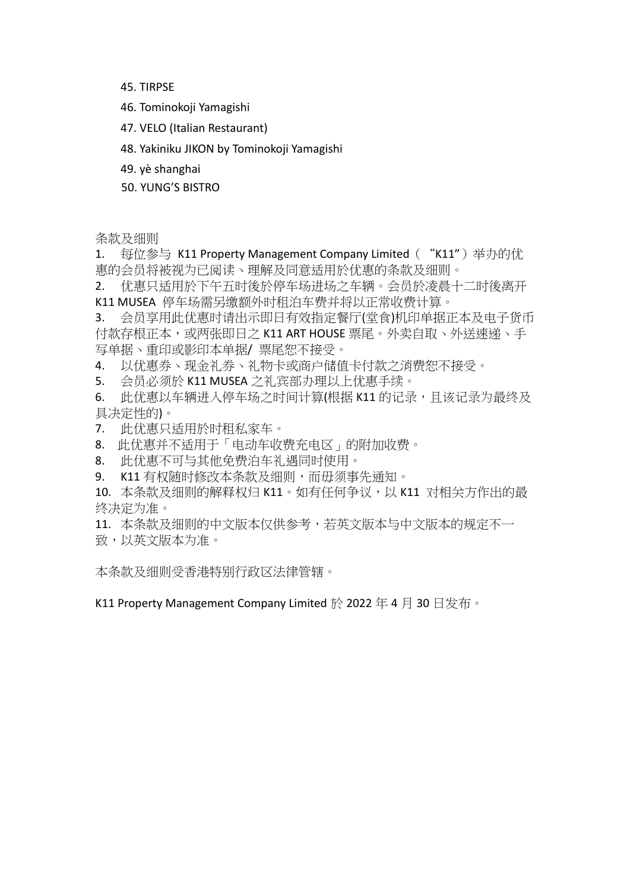45. TIRPSE
46. Tominokoji Yamagishi
47. VELO (Italian Restaurant)
48. Yakiniku JIKON by Tominokoji Yamagishi
49. yè shanghai
50. YUNG'S BISTRO

条款及细则

1. 每位参与 K11 Property Management Company Limited（"K11"）举办的优惠的会员将被视为已阅读、理解及同意适用於优惠的条款及细则。
2. 优惠只适用於下午五时後於停车场进场之车辆。会员於凌晨十二时後离开 K11 MUSEA 停车场需另缴额外时租泊车费并将以正常收费计算。
3. 会员享用此优惠时请出示即日有效指定餐厅(堂食)机印单据正本及电子货币付款存根正本，或两张即日之 K11 ART HOUSE 票尾。外卖自取、外送速递、手写单据、重印或影印本单据/ 票尾恕不接受。
4. 以优惠券、现金礼券、礼物卡或商户储值卡付款之消费恕不接受。
5. 会员必须於 K11 MUSEA 之礼宾部办理以上优惠手续。
6. 此优惠以车辆进入停车场之时间计算(根据 K11 的记录，且该记录为最终及具决定性的)。
7. 此优惠只适用於时租私家车。
8. 此优惠并不适用于「电动车收费充电区」的附加收费。
8. 此优惠不可与其他免费泊车礼遇同时使用。
9. K11 有权随时修改本条款及细则，而毋须事先通知。
10. 本条款及细则的解释权归 K11。如有任何争议，以 K11 对相关方作出的最终决定为准。
11. 本条款及细则的中文版本仅供参考，若英文版本与中文版本的规定不一致，以英文版本为准。

本条款及细则受香港特别行政区法律管辖。

K11 Property Management Company Limited 於 2022 年 4 月 30 日发布。